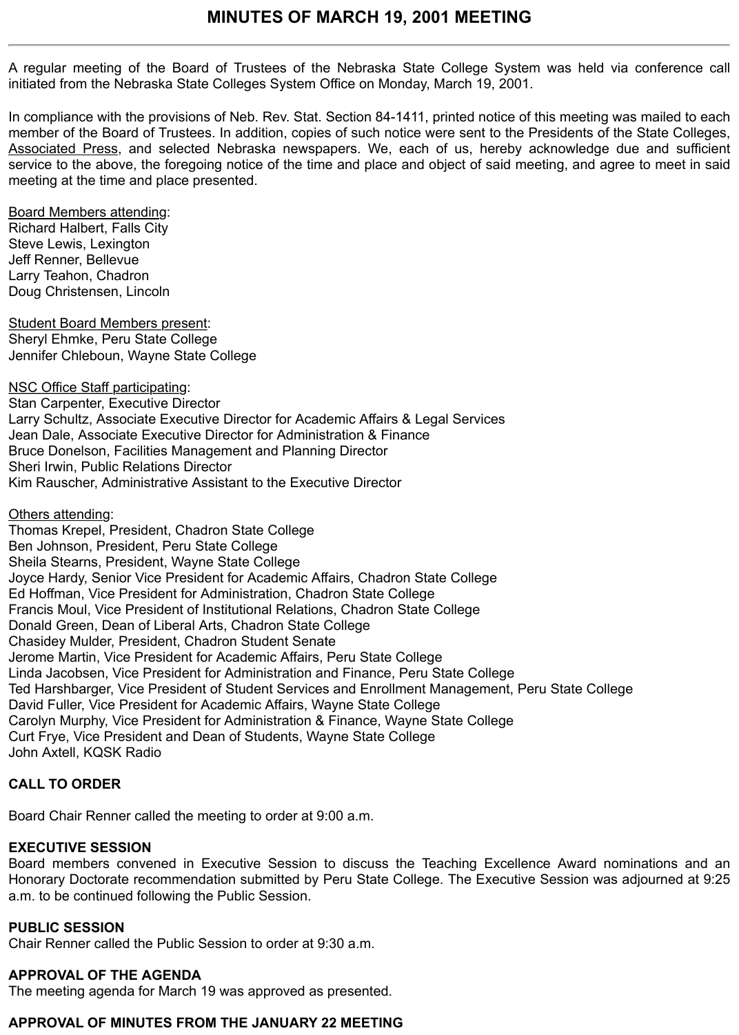# MINUTES OF MARCH 19, 2001 MEETING

A regular meeting of the Board of Trustees of the Nebraska State College System was held via conference call initiated from the Nebraska State Colleges System Office on Monday, March 19, 2001.

In compliance with the provisions of Neb. Rev. Stat. Section 84-1411, printed notice of this meeting was mailed to each member of the Board of Trustees. In addition, copies of such notice were sent to the Presidents of the State Colleges, Associated Press, and selected Nebraska newspapers. We, each of us, hereby acknowledge due and sufficient service to the above, the foregoing notice of the time and place and object of said meeting, and agree to meet in said meeting at the time and place presented.

Board Members attending:
Richard Halbert, Falls City
Steve Lewis, Lexington
Jeff Renner, Bellevue
Larry Teahon, Chadron
Doug Christensen, Lincoln

Student Board Members present:
Sheryl Ehmke, Peru State College
Jennifer Chleboun, Wayne State College

NSC Office Staff participating:
Stan Carpenter, Executive Director
Larry Schultz, Associate Executive Director for Academic Affairs & Legal Services
Jean Dale, Associate Executive Director for Administration & Finance
Bruce Donelson, Facilities Management and Planning Director
Sheri Irwin, Public Relations Director
Kim Rauscher, Administrative Assistant to the Executive Director

Others attending:
Thomas Krepel, President, Chadron State College
Ben Johnson, President, Peru State College
Sheila Stearns, President, Wayne State College
Joyce Hardy, Senior Vice President for Academic Affairs, Chadron State College
Ed Hoffman, Vice President for Administration, Chadron State College
Francis Moul, Vice President of Institutional Relations, Chadron State College
Donald Green, Dean of Liberal Arts, Chadron State College
Chasidey Mulder, President, Chadron Student Senate
Jerome Martin, Vice President for Academic Affairs, Peru State College
Linda Jacobsen, Vice President for Administration and Finance, Peru State College
Ted Harshbarger, Vice President of Student Services and Enrollment Management, Peru State College
David Fuller, Vice President for Academic Affairs, Wayne State College
Carolyn Murphy, Vice President for Administration & Finance, Wayne State College
Curt Frye, Vice President and Dean of Students, Wayne State College
John Axtell, KQSK Radio

## CALL TO ORDER

Board Chair Renner called the meeting to order at 9:00 a.m.

## EXECUTIVE SESSION

Board members convened in Executive Session to discuss the Teaching Excellence Award nominations and an Honorary Doctorate recommendation submitted by Peru State College. The Executive Session was adjourned at 9:25 a.m. to be continued following the Public Session.

## PUBLIC SESSION

Chair Renner called the Public Session to order at 9:30 a.m.

## APPROVAL OF THE AGENDA

The meeting agenda for March 19 was approved as presented.

## APPROVAL OF MINUTES FROM THE JANUARY 22 MEETING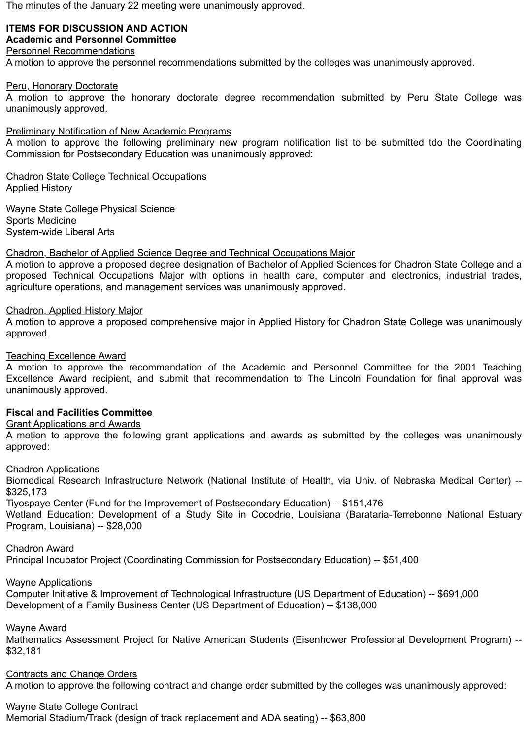The minutes of the January 22 meeting were unanimously approved.

**ITEMS FOR DISCUSSION AND ACTION**

**Academic and Personnel Committee**

<u>Personnel Recommendations</u>

A motion to approve the personnel recommendations submitted by the colleges was unanimously approved.

<u>Peru, Honorary Doctorate</u>

A motion to approve the honorary doctorate degree recommendation submitted by Peru State College was unanimously approved.

<u>Preliminary Notification of New Academic Programs</u>

A motion to approve the following preliminary new program notification list to be submitted tdo the Coordinating Commission for Postsecondary Education was unanimously approved:

Chadron State College Technical Occupations
Applied History

Wayne State College Physical Science
Sports Medicine
System-wide Liberal Arts

<u>Chadron, Bachelor of Applied Science Degree and Technical Occupations Major</u>

A motion to approve a proposed degree designation of Bachelor of Applied Sciences for Chadron State College and a proposed Technical Occupations Major with options in health care, computer and electronics, industrial trades, agriculture operations, and management services was unanimously approved.

<u>Chadron, Applied History Major</u>

A motion to approve a proposed comprehensive major in Applied History for Chadron State College was unanimously approved.

<u>Teaching Excellence Award</u>

A motion to approve the recommendation of the Academic and Personnel Committee for the 2001 Teaching Excellence Award recipient, and submit that recommendation to The Lincoln Foundation for final approval was unanimously approved.

**Fiscal and Facilities Committee**

<u>Grant Applications and Awards</u>

A motion to approve the following grant applications and awards as submitted by the colleges was unanimously approved:

Chadron Applications
Biomedical Research Infrastructure Network (National Institute of Health, via Univ. of Nebraska Medical Center) -- $325,173
Tiyospaye Center (Fund for the Improvement of Postsecondary Education) -- $151,476
Wetland Education: Development of a Study Site in Cocodrie, Louisiana (Barataria-Terrebonne National Estuary Program, Louisiana) -- $28,000

Chadron Award
Principal Incubator Project (Coordinating Commission for Postsecondary Education) -- $51,400

Wayne Applications
Computer Initiative & Improvement of Technological Infrastructure (US Department of Education) -- $691,000
Development of a Family Business Center (US Department of Education) -- $138,000

Wayne Award
Mathematics Assessment Project for Native American Students (Eisenhower Professional Development Program) -- $32,181

<u>Contracts and Change Orders</u>

A motion to approve the following contract and change order submitted by the colleges was unanimously approved:

Wayne State College Contract
Memorial Stadium/Track (design of track replacement and ADA seating) -- $63,800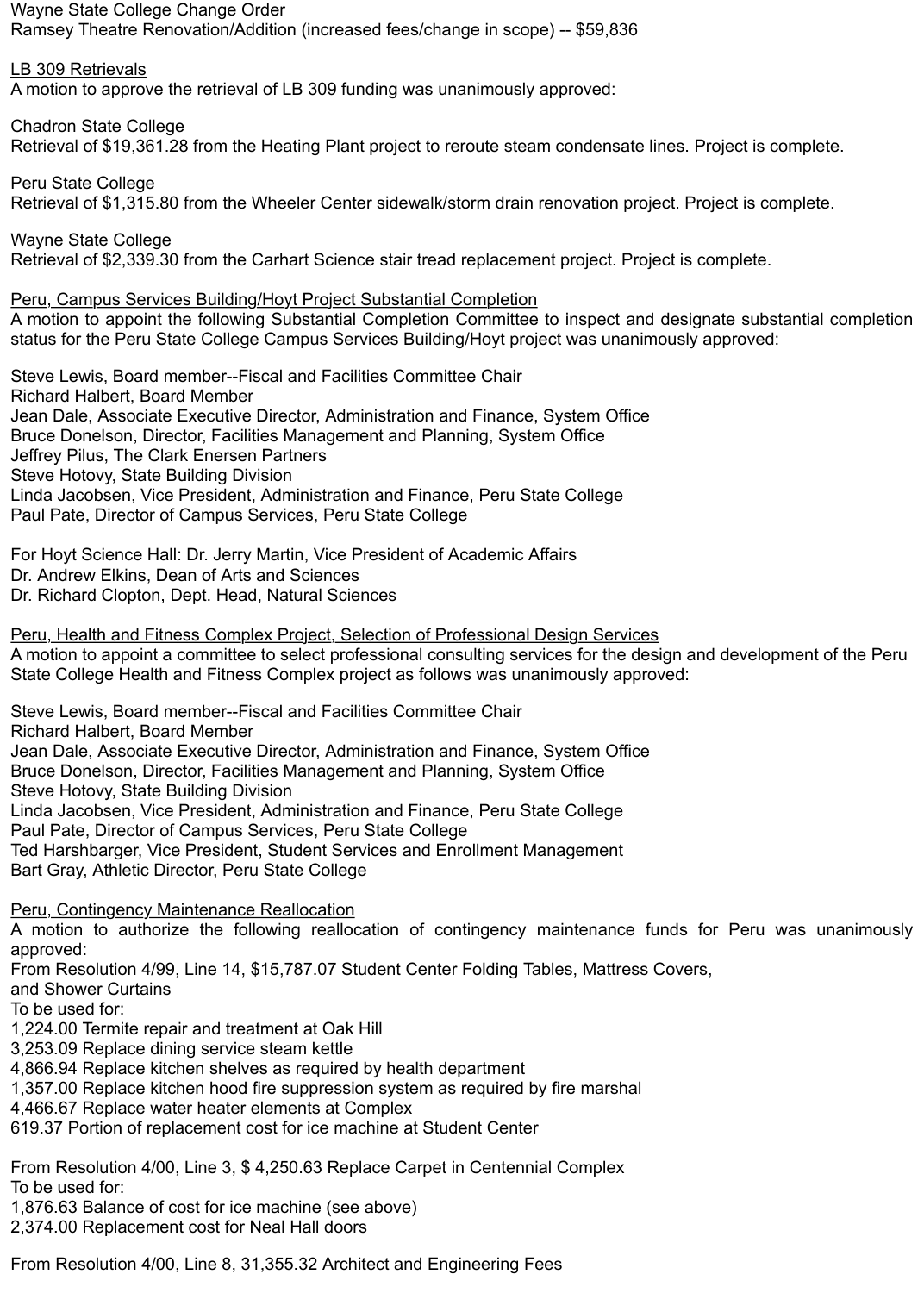Wayne State College Change Order
Ramsey Theatre Renovation/Addition (increased fees/change in scope) -- $59,836

<u>LB 309 Retrievals</u>
A motion to approve the retrieval of LB 309 funding was unanimously approved:

Chadron State College
Retrieval of $19,361.28 from the Heating Plant project to reroute steam condensate lines. Project is complete.

Peru State College
Retrieval of $1,315.80 from the Wheeler Center sidewalk/storm drain renovation project. Project is complete.

Wayne State College
Retrieval of $2,339.30 from the Carhart Science stair tread replacement project. Project is complete.

<u>Peru, Campus Services Building/Hoyt Project Substantial Completion</u>
A motion to appoint the following Substantial Completion Committee to inspect and designate substantial completion status for the Peru State College Campus Services Building/Hoyt project was unanimously approved:

Steve Lewis, Board member--Fiscal and Facilities Committee Chair
Richard Halbert, Board Member
Jean Dale, Associate Executive Director, Administration and Finance, System Office
Bruce Donelson, Director, Facilities Management and Planning, System Office
Jeffrey Pilus, The Clark Enersen Partners
Steve Hotovy, State Building Division
Linda Jacobsen, Vice President, Administration and Finance, Peru State College
Paul Pate, Director of Campus Services, Peru State College

For Hoyt Science Hall: Dr. Jerry Martin, Vice President of Academic Affairs
Dr. Andrew Elkins, Dean of Arts and Sciences
Dr. Richard Clopton, Dept. Head, Natural Sciences

<u>Peru, Health and Fitness Complex Project, Selection of Professional Design Services</u>
A motion to appoint a committee to select professional consulting services for the design and development of the Peru State College Health and Fitness Complex project as follows was unanimously approved:

Steve Lewis, Board member--Fiscal and Facilities Committee Chair
Richard Halbert, Board Member
Jean Dale, Associate Executive Director, Administration and Finance, System Office
Bruce Donelson, Director, Facilities Management and Planning, System Office
Steve Hotovy, State Building Division
Linda Jacobsen, Vice President, Administration and Finance, Peru State College
Paul Pate, Director of Campus Services, Peru State College
Ted Harshbarger, Vice President, Student Services and Enrollment Management
Bart Gray, Athletic Director, Peru State College

<u>Peru, Contingency Maintenance Reallocation</u>
A motion to authorize the following reallocation of contingency maintenance funds for Peru was unanimously approved:
From Resolution 4/99, Line 14, $15,787.07 Student Center Folding Tables, Mattress Covers, and Shower Curtains
To be used for:
1,224.00 Termite repair and treatment at Oak Hill
3,253.09 Replace dining service steam kettle
4,866.94 Replace kitchen shelves as required by health department
1,357.00 Replace kitchen hood fire suppression system as required by fire marshal
4,466.67 Replace water heater elements at Complex
619.37 Portion of replacement cost for ice machine at Student Center

From Resolution 4/00, Line 3, $ 4,250.63 Replace Carpet in Centennial Complex
To be used for:
1,876.63 Balance of cost for ice machine (see above)
2,374.00 Replacement cost for Neal Hall doors

From Resolution 4/00, Line 8, 31,355.32 Architect and Engineering Fees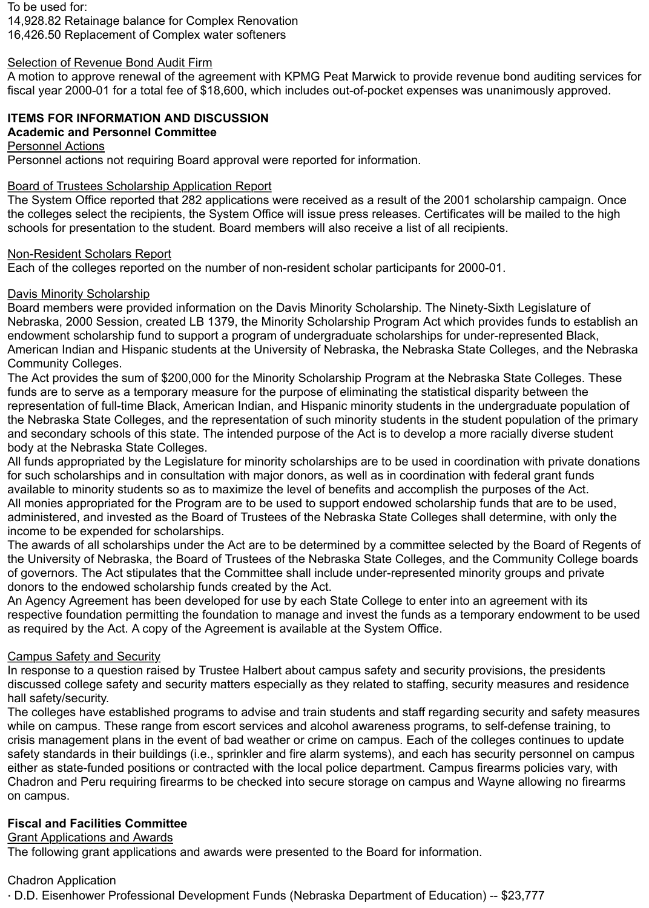To be used for:
14,928.82 Retainage balance for Complex Renovation
16,426.50 Replacement of Complex water softeners

Selection of Revenue Bond Audit Firm
A motion to approve renewal of the agreement with KPMG Peat Marwick to provide revenue bond auditing services for fiscal year 2000-01 for a total fee of $18,600, which includes out-of-pocket expenses was unanimously approved.

## ITEMS FOR INFORMATION AND DISCUSSION

### Academic and Personnel Committee

Personnel Actions
Personnel actions not requiring Board approval were reported for information.

Board of Trustees Scholarship Application Report
The System Office reported that 282 applications were received as a result of the 2001 scholarship campaign. Once the colleges select the recipients, the System Office will issue press releases. Certificates will be mailed to the high schools for presentation to the student. Board members will also receive a list of all recipients.

Non-Resident Scholars Report
Each of the colleges reported on the number of non-resident scholar participants for 2000-01.

Davis Minority Scholarship
Board members were provided information on the Davis Minority Scholarship. The Ninety-Sixth Legislature of Nebraska, 2000 Session, created LB 1379, the Minority Scholarship Program Act which provides funds to establish an endowment scholarship fund to support a program of undergraduate scholarships for under-represented Black, American Indian and Hispanic students at the University of Nebraska, the Nebraska State Colleges, and the Nebraska Community Colleges.
The Act provides the sum of $200,000 for the Minority Scholarship Program at the Nebraska State Colleges. These funds are to serve as a temporary measure for the purpose of eliminating the statistical disparity between the representation of full-time Black, American Indian, and Hispanic minority students in the undergraduate population of the Nebraska State Colleges, and the representation of such minority students in the student population of the primary and secondary schools of this state. The intended purpose of the Act is to develop a more racially diverse student body at the Nebraska State Colleges.
All funds appropriated by the Legislature for minority scholarships are to be used in coordination with private donations for such scholarships and in consultation with major donors, as well as in coordination with federal grant funds available to minority students so as to maximize the level of benefits and accomplish the purposes of the Act.
All monies appropriated for the Program are to be used to support endowed scholarship funds that are to be used, administered, and invested as the Board of Trustees of the Nebraska State Colleges shall determine, with only the income to be expended for scholarships.
The awards of all scholarships under the Act are to be determined by a committee selected by the Board of Regents of the University of Nebraska, the Board of Trustees of the Nebraska State Colleges, and the Community College boards of governors. The Act stipulates that the Committee shall include under-represented minority groups and private donors to the endowed scholarship funds created by the Act.
An Agency Agreement has been developed for use by each State College to enter into an agreement with its respective foundation permitting the foundation to manage and invest the funds as a temporary endowment to be used as required by the Act. A copy of the Agreement is available at the System Office.

Campus Safety and Security
In response to a question raised by Trustee Halbert about campus safety and security provisions, the presidents discussed college safety and security matters especially as they related to staffing, security measures and residence hall safety/security.
The colleges have established programs to advise and train students and staff regarding security and safety measures while on campus. These range from escort services and alcohol awareness programs, to self-defense training, to crisis management plans in the event of bad weather or crime on campus. Each of the colleges continues to update safety standards in their buildings (i.e., sprinkler and fire alarm systems), and each has security personnel on campus either as state-funded positions or contracted with the local police department. Campus firearms policies vary, with Chadron and Peru requiring firearms to be checked into secure storage on campus and Wayne allowing no firearms on campus.

### Fiscal and Facilities Committee

Grant Applications and Awards
The following grant applications and awards were presented to the Board for information.

Chadron Application
· D.D. Eisenhower Professional Development Funds (Nebraska Department of Education) -- $23,777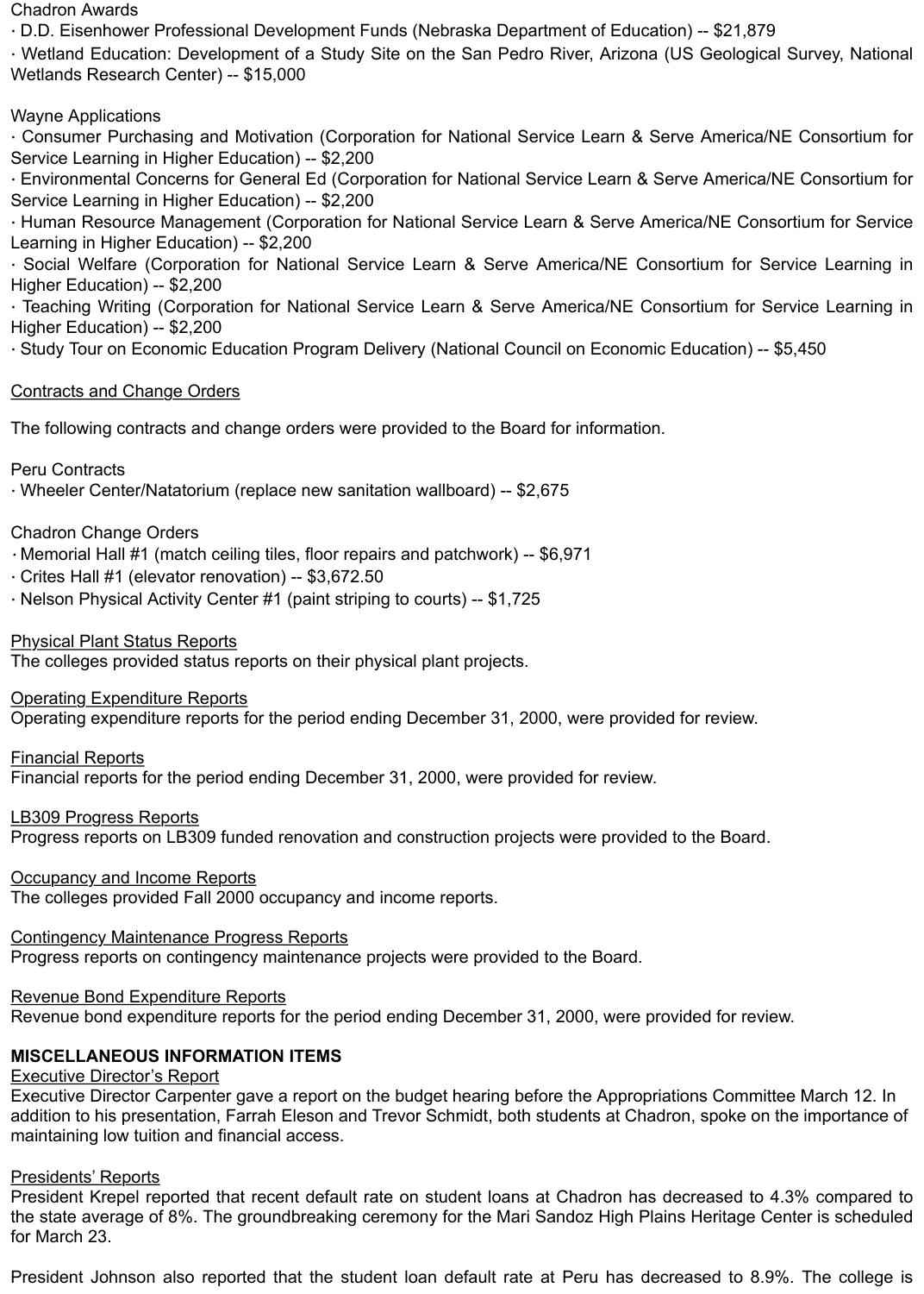Chadron Awards

· D.D. Eisenhower Professional Development Funds (Nebraska Department of Education) -- $21,879
· Wetland Education: Development of a Study Site on the San Pedro River, Arizona (US Geological Survey, National Wetlands Research Center) -- $15,000

Wayne Applications

· Consumer Purchasing and Motivation (Corporation for National Service Learn & Serve America/NE Consortium for Service Learning in Higher Education) -- $2,200
· Environmental Concerns for General Ed (Corporation for National Service Learn & Serve America/NE Consortium for Service Learning in Higher Education) -- $2,200
· Human Resource Management (Corporation for National Service Learn & Serve America/NE Consortium for Service Learning in Higher Education) -- $2,200
· Social Welfare (Corporation for National Service Learn & Serve America/NE Consortium for Service Learning in Higher Education) -- $2,200
· Teaching Writing (Corporation for National Service Learn & Serve America/NE Consortium for Service Learning in Higher Education) -- $2,200
· Study Tour on Economic Education Program Delivery (National Council on Economic Education) -- $5,450

<u>Contracts and Change Orders</u>

The following contracts and change orders were provided to the Board for information.

Peru Contracts

· Wheeler Center/Natatorium (replace new sanitation wallboard) -- $2,675

Chadron Change Orders

· Memorial Hall #1 (match ceiling tiles, floor repairs and patchwork) -- $6,971
· Crites Hall #1 (elevator renovation) -- $3,672.50
· Nelson Physical Activity Center #1 (paint striping to courts) -- $1,725

<u>Physical Plant Status Reports</u>

The colleges provided status reports on their physical plant projects.

<u>Operating Expenditure Reports</u>

Operating expenditure reports for the period ending December 31, 2000, were provided for review.

<u>Financial Reports</u>

Financial reports for the period ending December 31, 2000, were provided for review.

<u>LB309 Progress Reports</u>

Progress reports on LB309 funded renovation and construction projects were provided to the Board.

<u>Occupancy and Income Reports</u>

The colleges provided Fall 2000 occupancy and income reports.

<u>Contingency Maintenance Progress Reports</u>

Progress reports on contingency maintenance projects were provided to the Board.

<u>Revenue Bond Expenditure Reports</u>

Revenue bond expenditure reports for the period ending December 31, 2000, were provided for review.

**MISCELLANEOUS INFORMATION ITEMS**

<u>Executive Director's Report</u>

Executive Director Carpenter gave a report on the budget hearing before the Appropriations Committee March 12. In addition to his presentation, Farrah Eleson and Trevor Schmidt, both students at Chadron, spoke on the importance of maintaining low tuition and financial access.

<u>Presidents' Reports</u>

President Krepel reported that recent default rate on student loans at Chadron has decreased to 4.3% compared to the state average of 8%. The groundbreaking ceremony for the Mari Sandoz High Plains Heritage Center is scheduled for March 23.

President Johnson also reported that the student loan default rate at Peru has decreased to 8.9%. The college is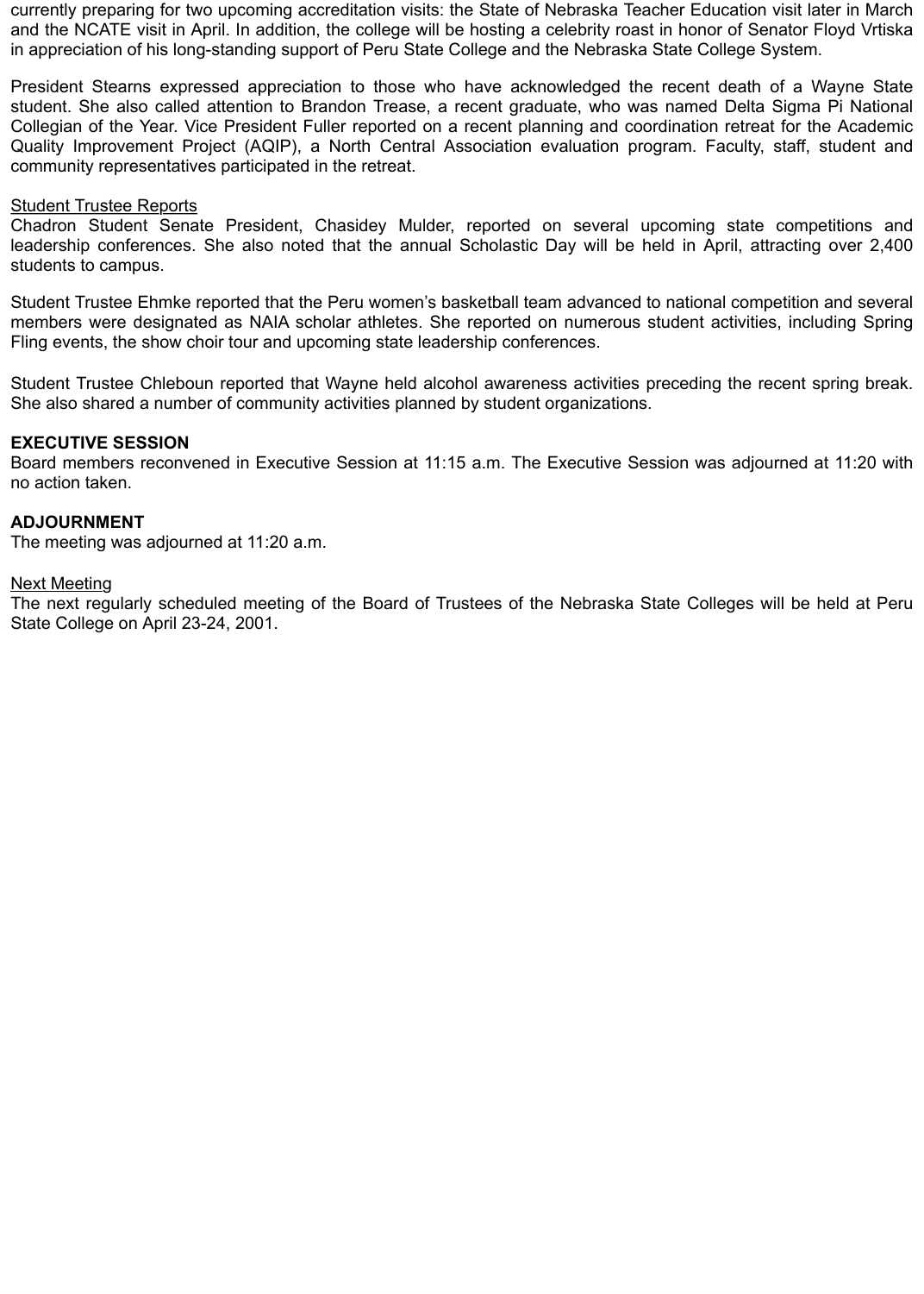currently preparing for two upcoming accreditation visits: the State of Nebraska Teacher Education visit later in March and the NCATE visit in April. In addition, the college will be hosting a celebrity roast in honor of Senator Floyd Vrtiska in appreciation of his long-standing support of Peru State College and the Nebraska State College System.

President Stearns expressed appreciation to those who have acknowledged the recent death of a Wayne State student. She also called attention to Brandon Trease, a recent graduate, who was named Delta Sigma Pi National Collegian of the Year. Vice President Fuller reported on a recent planning and coordination retreat for the Academic Quality Improvement Project (AQIP), a North Central Association evaluation program. Faculty, staff, student and community representatives participated in the retreat.

Student Trustee Reports

Chadron Student Senate President, Chasidey Mulder, reported on several upcoming state competitions and leadership conferences. She also noted that the annual Scholastic Day will be held in April, attracting over 2,400 students to campus.

Student Trustee Ehmke reported that the Peru women's basketball team advanced to national competition and several members were designated as NAIA scholar athletes. She reported on numerous student activities, including Spring Fling events, the show choir tour and upcoming state leadership conferences.

Student Trustee Chleboun reported that Wayne held alcohol awareness activities preceding the recent spring break. She also shared a number of community activities planned by student organizations.

**EXECUTIVE SESSION**

Board members reconvened in Executive Session at 11:15 a.m. The Executive Session was adjourned at 11:20 with no action taken.

**ADJOURNMENT**

The meeting was adjourned at 11:20 a.m.

Next Meeting

The next regularly scheduled meeting of the Board of Trustees of the Nebraska State Colleges will be held at Peru State College on April 23-24, 2001.